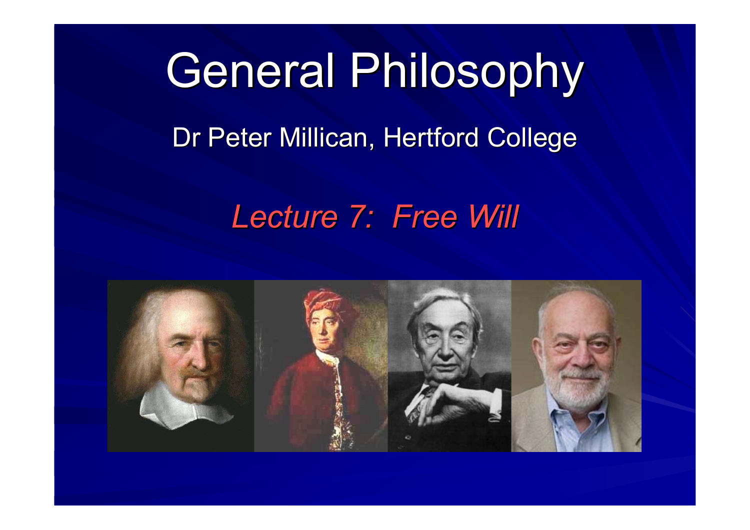# General Philosophy

Dr Peter Millican, Hertford College

*Lecture 7: Free Will*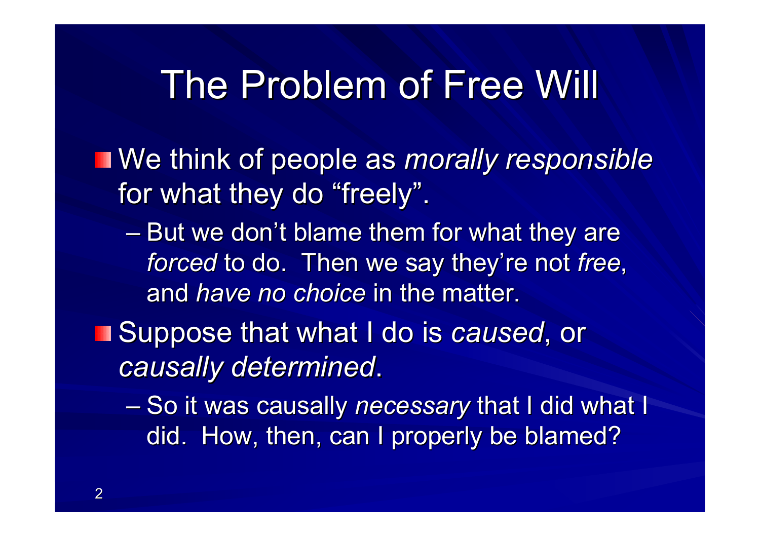# The Problem of Free Will

- We think of people as *morally responsible* for what they do "freely".
  - But we don't blame them for what they are *forced* to do. Then we say they're not *free*, and *have no choice* in the matter.
- Suppose that what I do is *caused*, or *causally determined*.
  - So it was causally *necessary* that I did what I did. How, then, can I properly be blamed?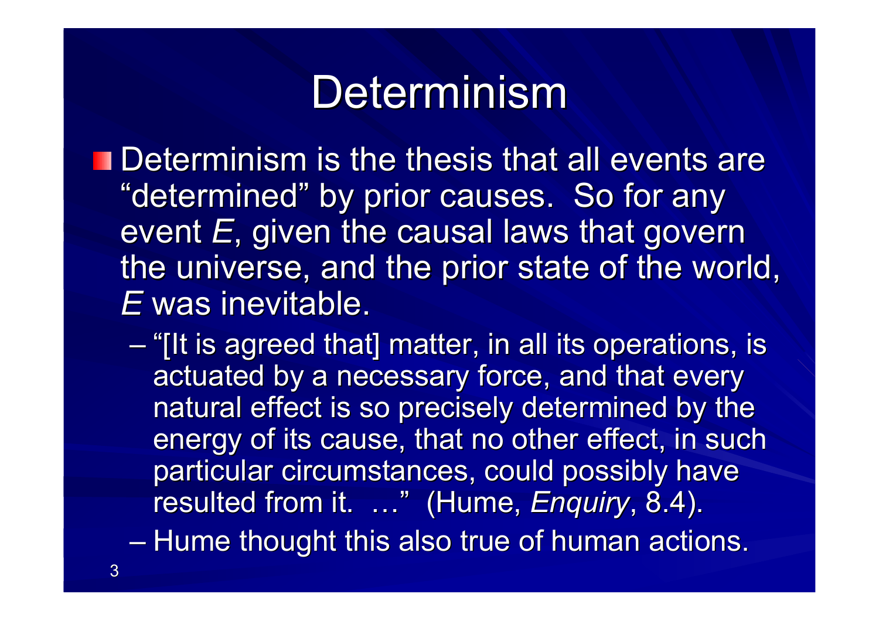# Determinism

- Determinism is the thesis that all events are "determined" by prior causes. So for any event *E*, given the causal laws that govern the universe, and the prior state of the world, *E* was inevitable.
  - "[It is agreed that] matter, in all its operations, is actuated by a necessary force, and that every natural effect is so precisely determined by the energy of its cause, that no other effect, in such particular circumstances, could possibly have resulted from it. …" (Hume, *Enquiry*, 8.4).
  - Hume thought this also true of human actions.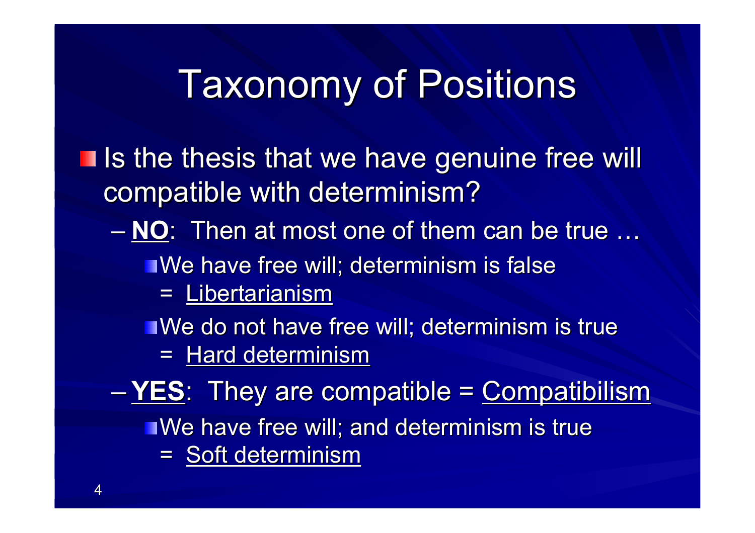# Taxonomy of Positions

- Is the thesis that we have genuine free will compatible with determinism?
  - **NO**: Then at most one of them can be true …
    - We have free will; determinism is false
      = Libertarianism
    - We do not have free will; determinism is true
      = Hard determinism
  - **YES**: They are compatible = Compatibilism
    - We have free will; and determinism is true
      = Soft determinism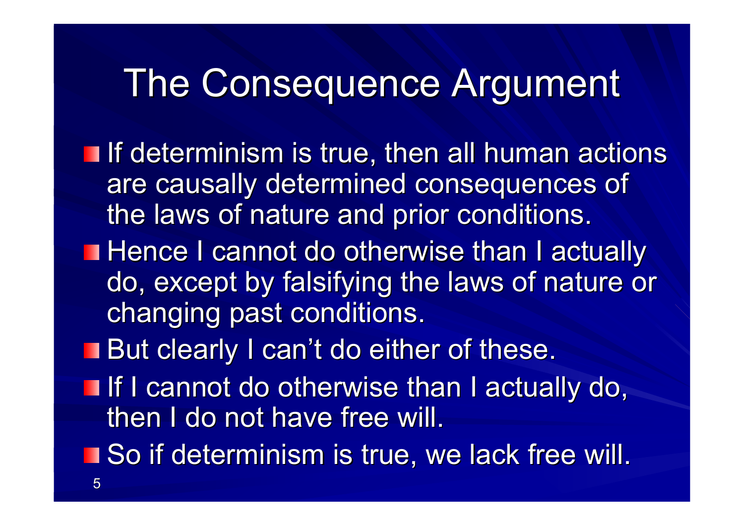# The Consequence Argument

- If determinism is true, then all human actions are causally determined consequences of the laws of nature and prior conditions.
- Hence I cannot do otherwise than I actually do, except by falsifying the laws of nature or changing past conditions.
- But clearly I can't do either of these.
- If I cannot do otherwise than I actually do, then I do not have free will.
- So if determinism is true, we lack free will.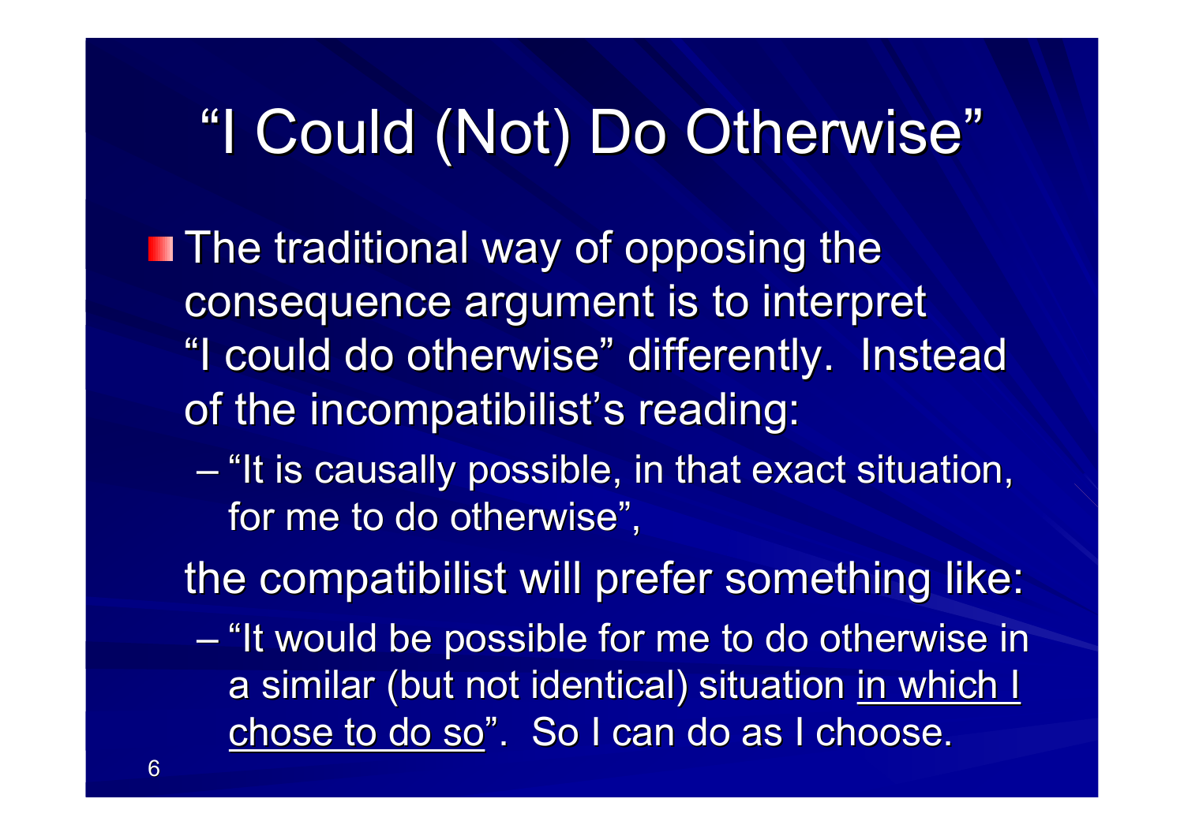# "I Could (Not) Do Otherwise"

- The traditional way of opposing the consequence argument is to interpret "I could do otherwise" differently. Instead of the incompatibilist's reading:
  - "It is causally possible, in that exact situation, for me to do otherwise",

  the compatibilist will prefer something like:
  - "It would be possible for me to do otherwise in a similar (but not identical) situation <u>in which I chose to do so</u>". So I can do as I choose.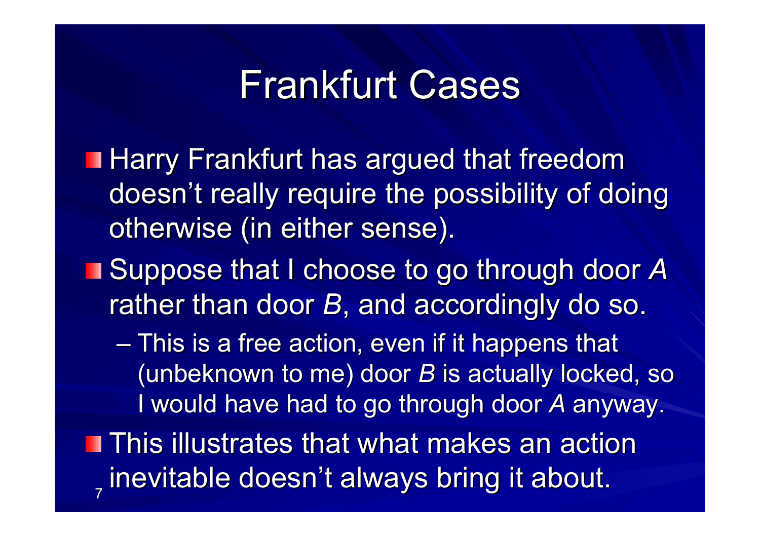# Frankfurt Cases

- Harry Frankfurt has argued that freedom doesn't really require the possibility of doing otherwise (in either sense).
- Suppose that I choose to go through door *A* rather than door *B*, and accordingly do so.
  - This is a free action, even if it happens that (unbeknown to me) door *B* is actually locked, so I would have had to go through door *A* anyway.
- This illustrates that what makes an action inevitable doesn't always bring it about.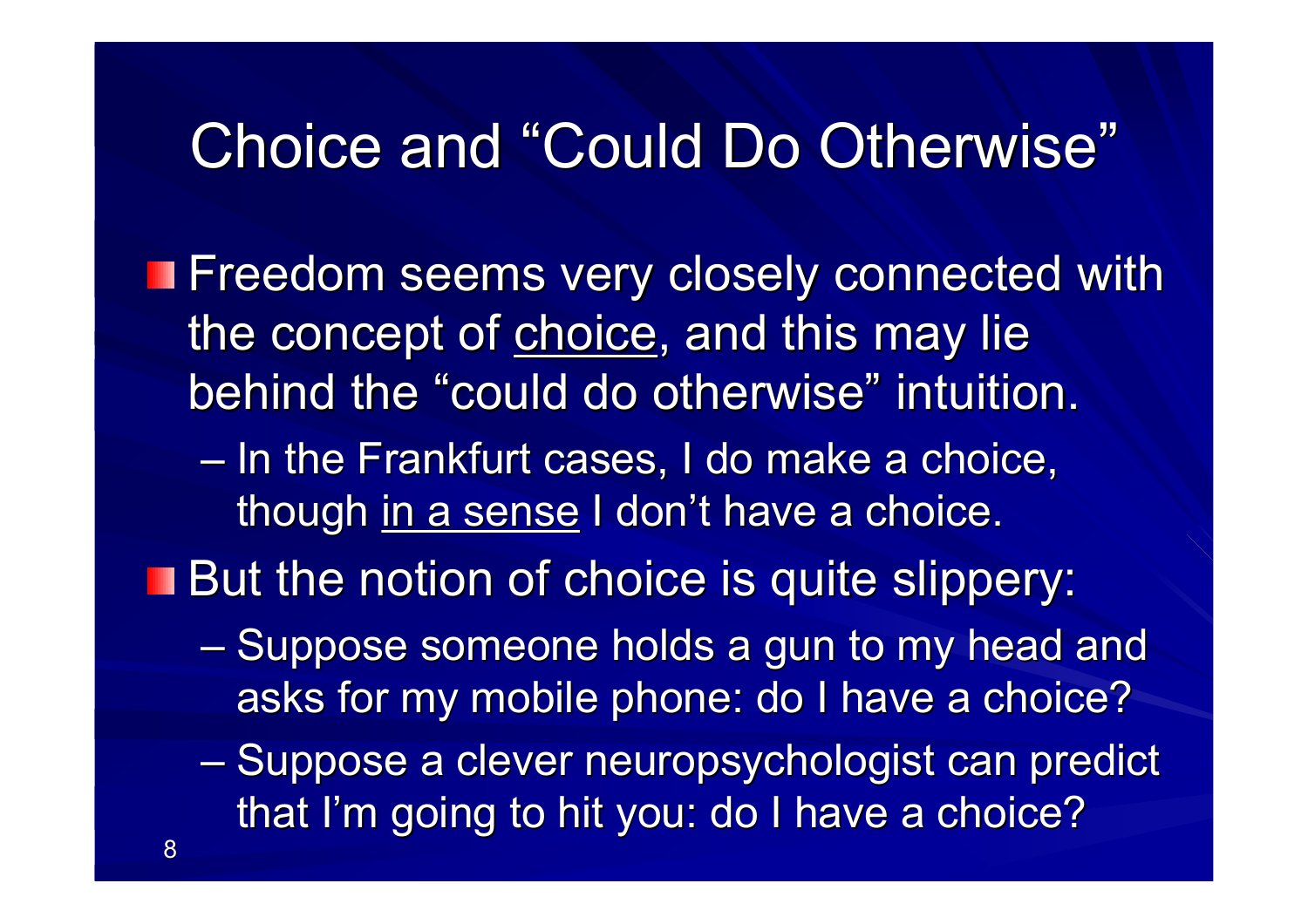# Choice and "Could Do Otherwise"

- Freedom seems very closely connected with the concept of <u>choice</u>, and this may lie behind the "could do otherwise" intuition.
  - In the Frankfurt cases, I do make a choice, though <u>in a sense</u> I don't have a choice.
- But the notion of choice is quite slippery:
  - Suppose someone holds a gun to my head and asks for my mobile phone: do I have a choice?
  - Suppose a clever neuropsychologist can predict that I'm going to hit you: do I have a choice?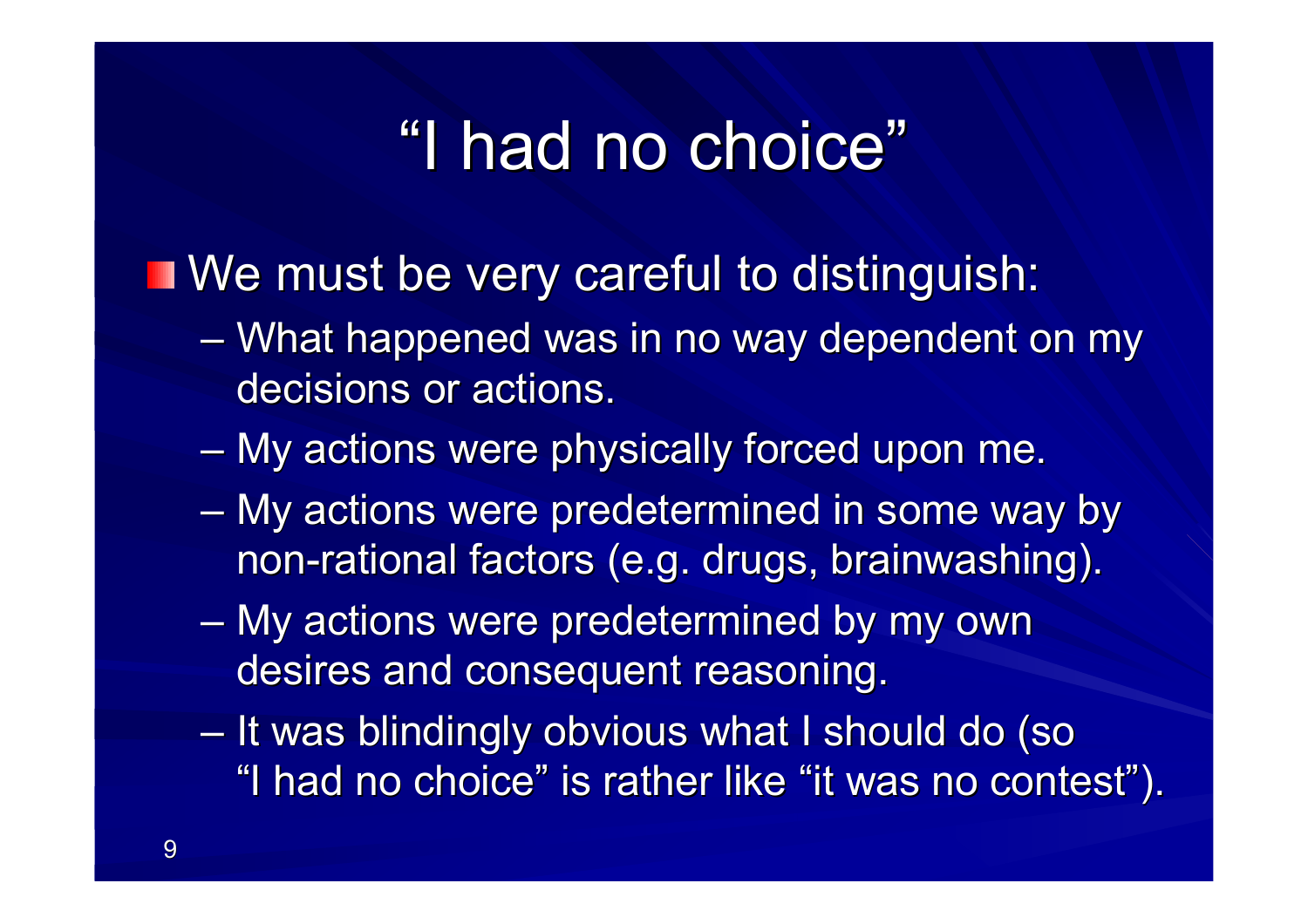# "I had no choice"

- We must be very careful to distinguish:
  - What happened was in no way dependent on my decisions or actions.
  - My actions were physically forced upon me.
  - My actions were predetermined in some way by non-rational factors (e.g. drugs, brainwashing).
  - My actions were predetermined by my own desires and consequent reasoning.
  - It was blindingly obvious what I should do (so "I had no choice" is rather like "it was no contest").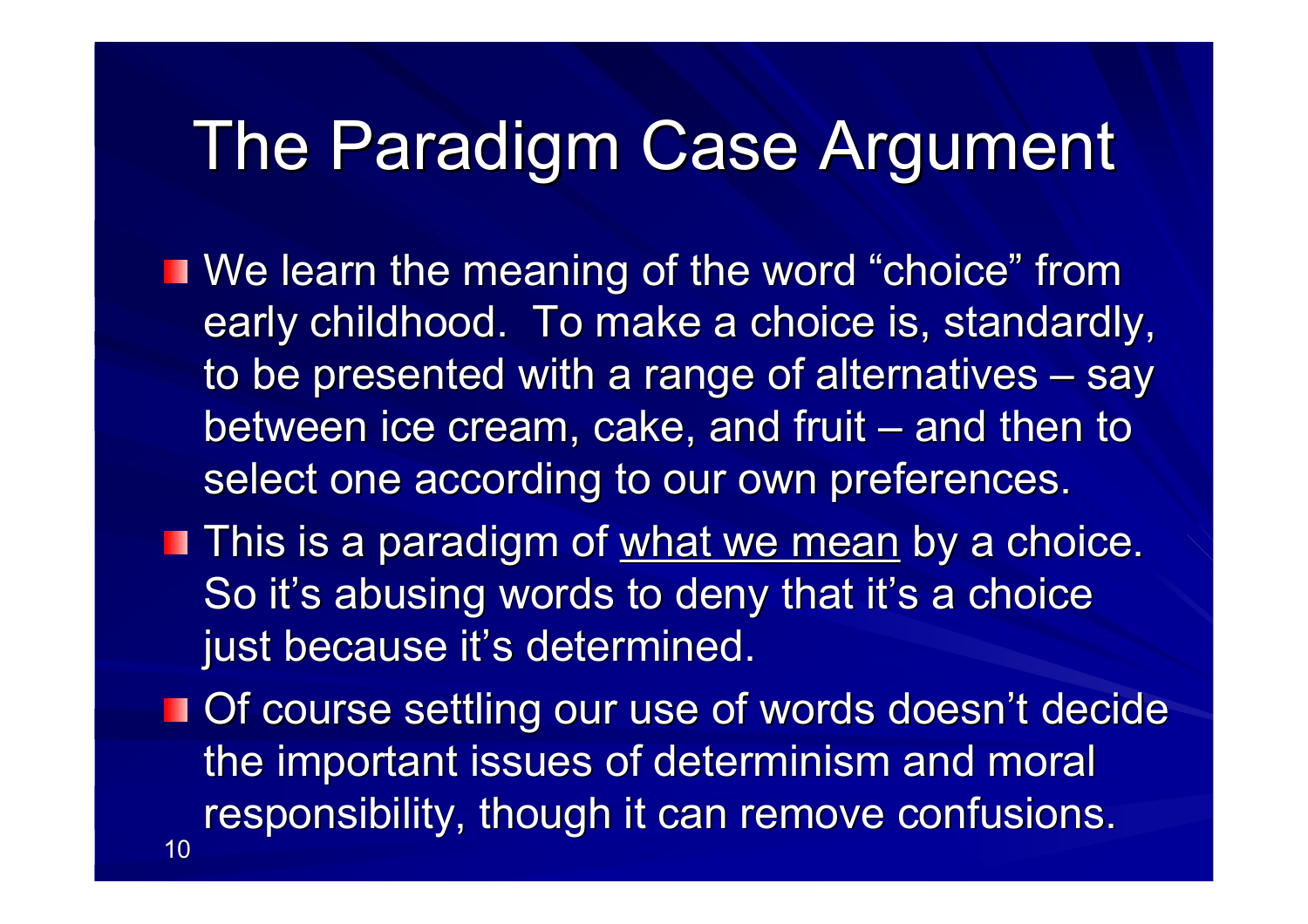# The Paradigm Case Argument

- We learn the meaning of the word "choice" from early childhood. To make a choice is, standardly, to be presented with a range of alternatives – say between ice cream, cake, and fruit – and then to select one according to our own preferences.
- This is a paradigm of <u>what we mean</u> by a choice. So it's abusing words to deny that it's a choice just because it's determined.
- Of course settling our use of words doesn't decide the important issues of determinism and moral responsibility, though it can remove confusions.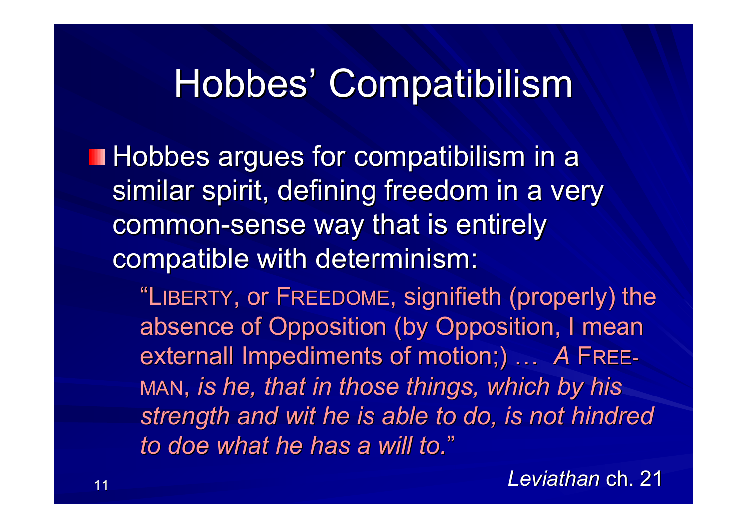# Hobbes' Compatibilism

- Hobbes argues for compatibilism in a similar spirit, defining freedom in a very common-sense way that is entirely compatible with determinism:

  "LIBERTY, or FREEDOME, signifieth (properly) the absence of Opposition (by Opposition, I mean externall Impediments of motion;) … *A* FREE-MAN, *is he, that in those things, which by his strength and wit he is able to do, is not hindred to doe what he has a will to.*"

  *Leviathan* ch. 21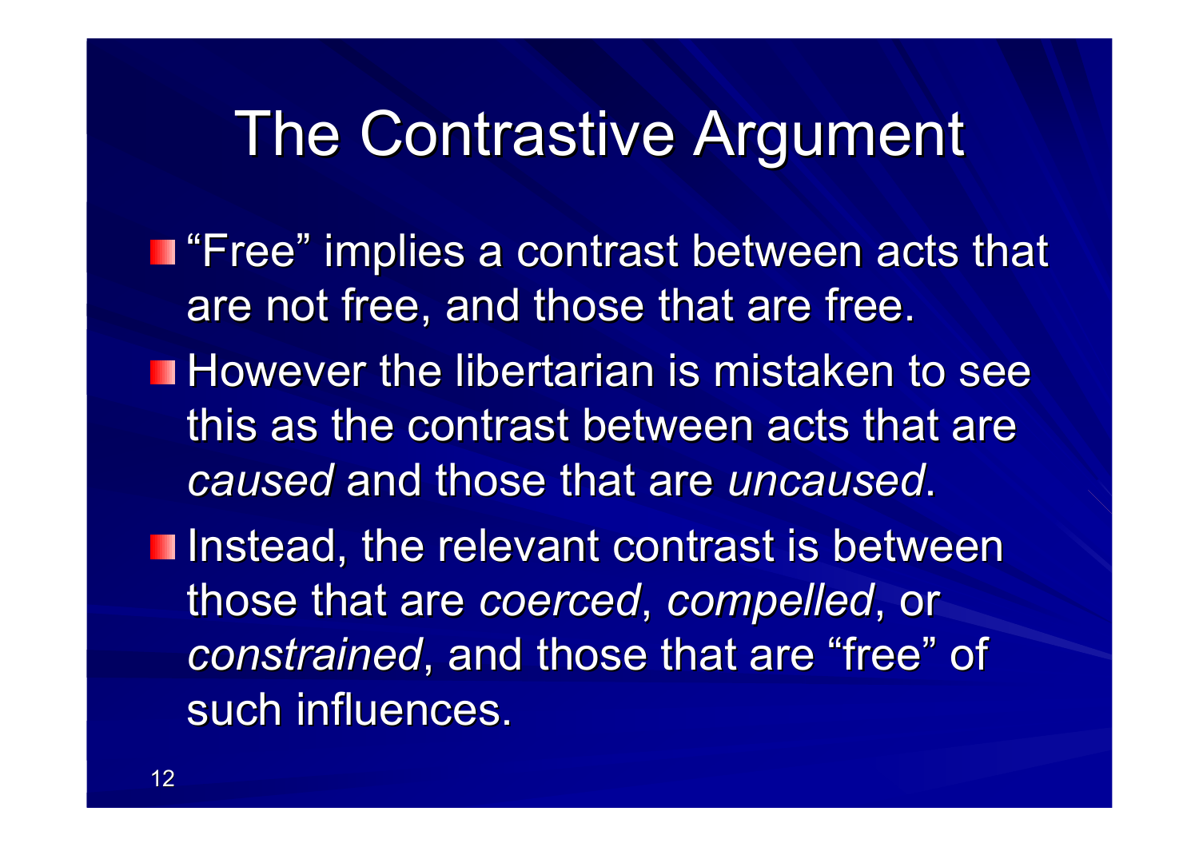# The Contrastive Argument

- "Free" implies a contrast between acts that are not free, and those that are free.
- However the libertarian is mistaken to see this as the contrast between acts that are *caused* and those that are *uncaused*.
- Instead, the relevant contrast is between those that are *coerced*, *compelled*, or *constrained*, and those that are "free" of such influences.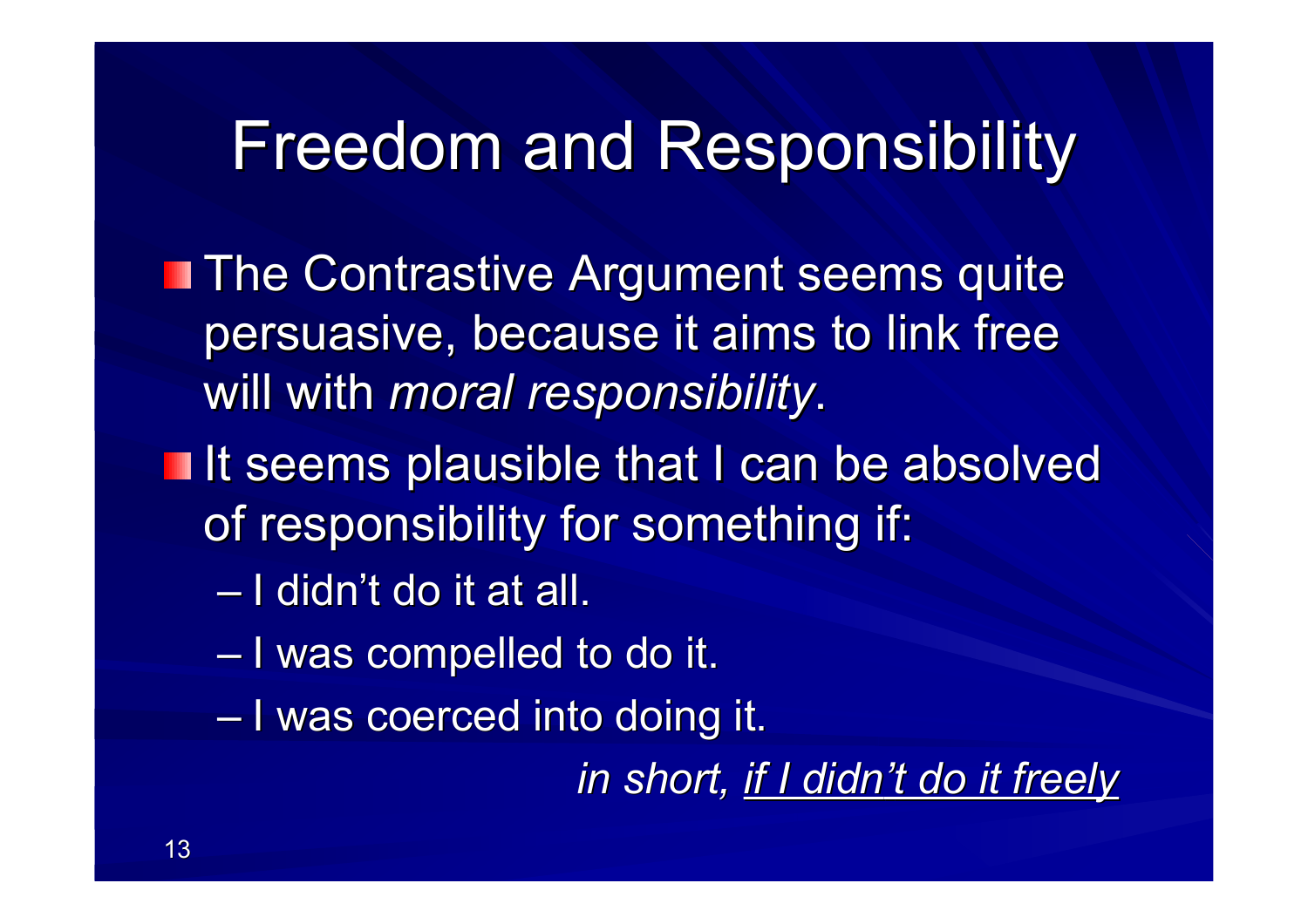# Freedom and Responsibility

- The Contrastive Argument seems quite persuasive, because it aims to link free will with *moral responsibility*.
- It seems plausible that I can be absolved of responsibility for something if:
  - I didn't do it at all.
  - I was compelled to do it.
  - I was coerced into doing it.

*in short, <u>if I didn't do it freely</u>*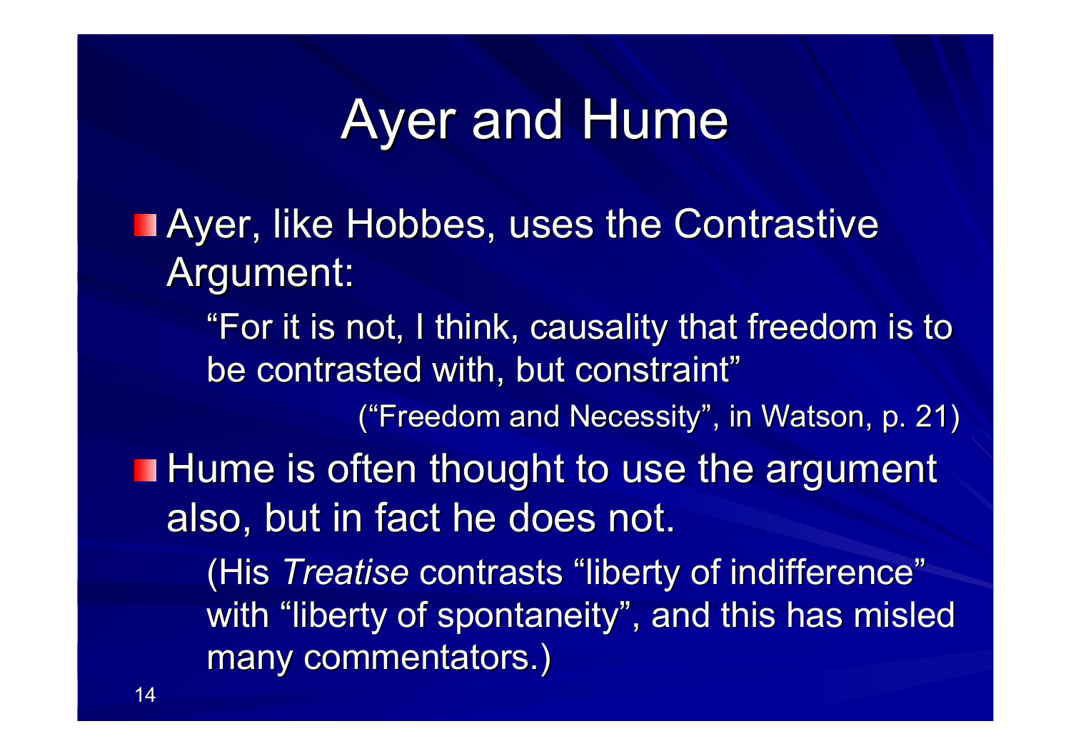# Ayer and Hume

- Ayer, like Hobbes, uses the Contrastive Argument:

  "For it is not, I think, causality that freedom is to be contrasted with, but constraint"

  ("Freedom and Necessity", in Watson, p. 21)

- Hume is often thought to use the argument also, but in fact he does not.

  (His *Treatise* contrasts "liberty of indifference" with "liberty of spontaneity", and this has misled many commentators.)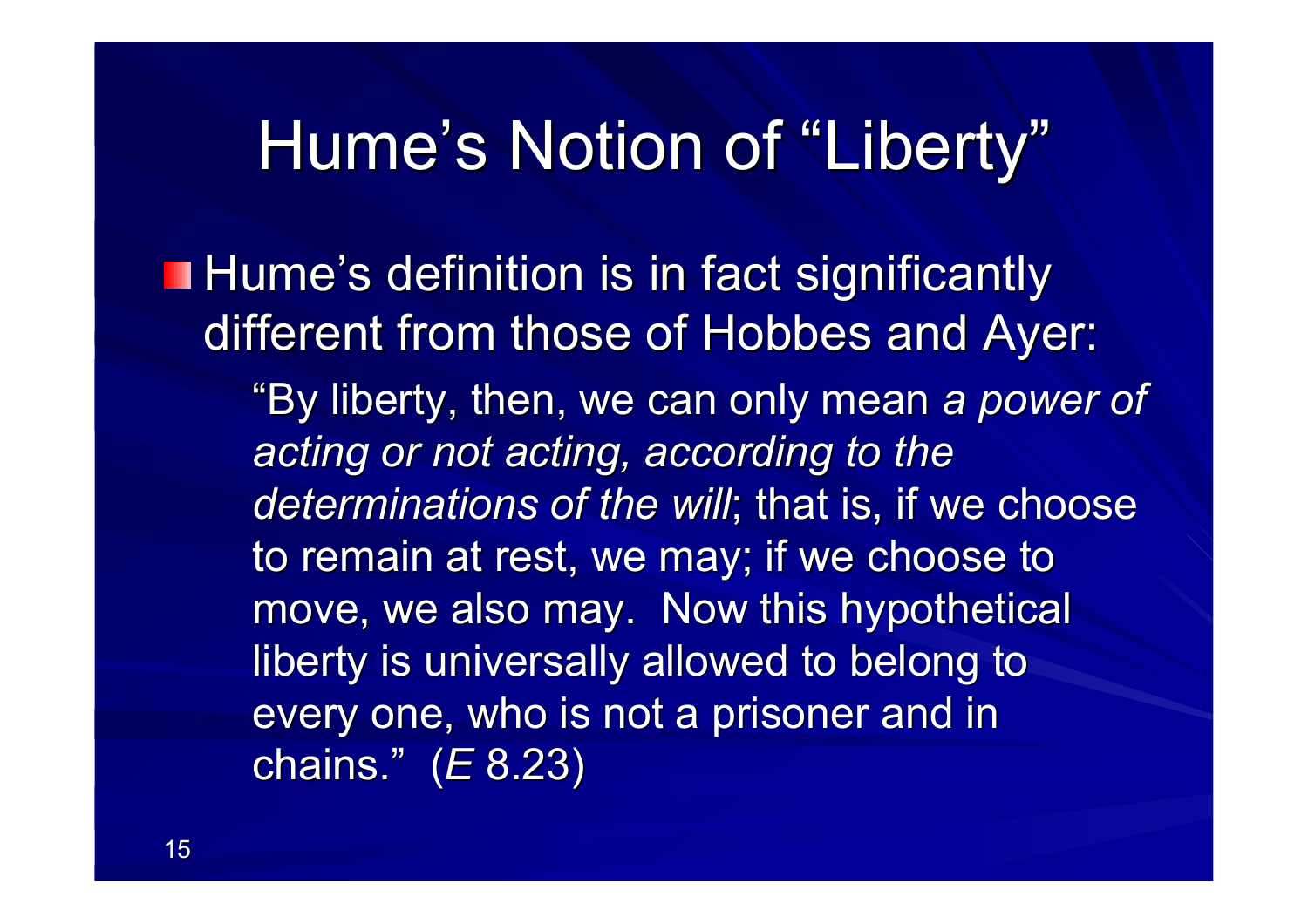# Hume's Notion of "Liberty"

- Hume's definition is in fact significantly different from those of Hobbes and Ayer:

  "By liberty, then, we can only mean *a power of acting or not acting, according to the determinations of the will*; that is, if we choose to remain at rest, we may; if we choose to move, we also may. Now this hypothetical liberty is universally allowed to belong to every one, who is not a prisoner and in chains." (*E* 8.23)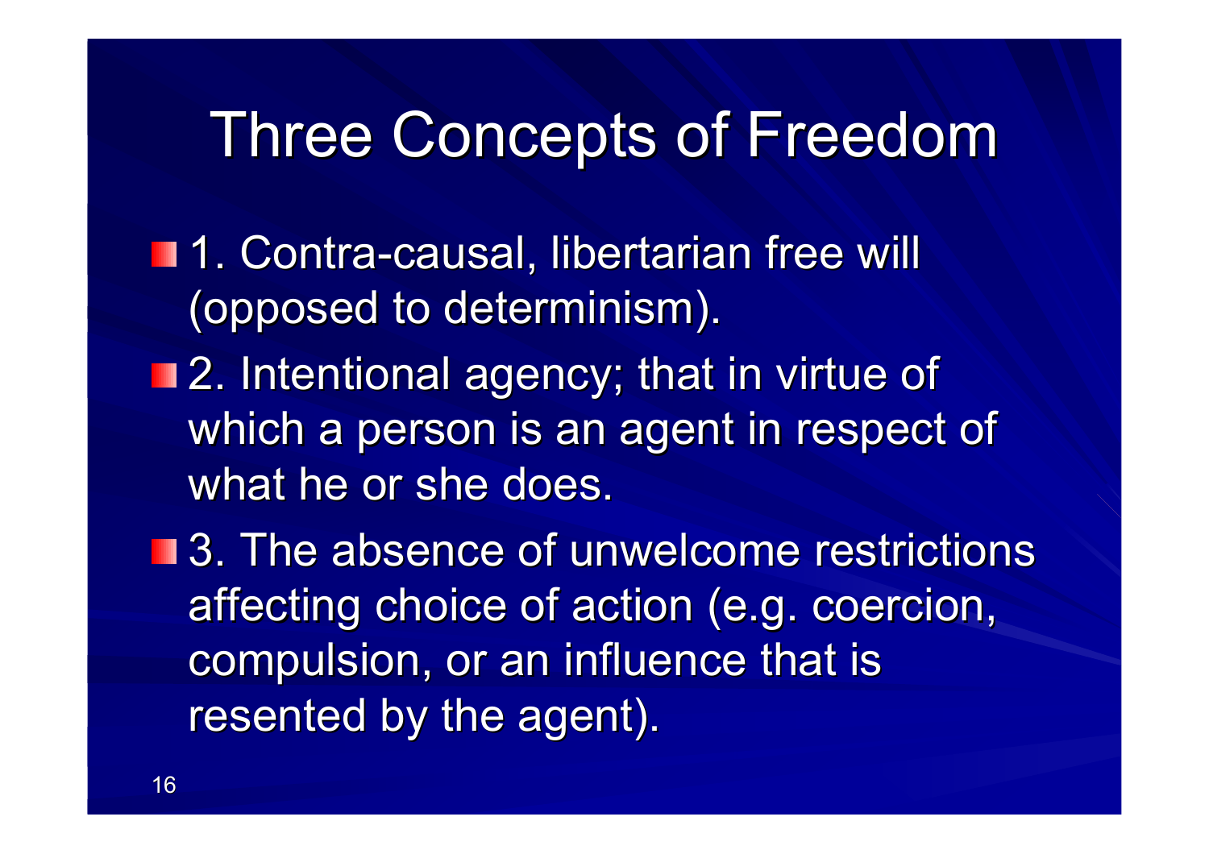# Three Concepts of Freedom

- 1. Contra-causal, libertarian free will (opposed to determinism).
- 2. Intentional agency; that in virtue of which a person is an agent in respect of what he or she does.
- 3. The absence of unwelcome restrictions affecting choice of action (e.g. coercion, compulsion, or an influence that is resented by the agent).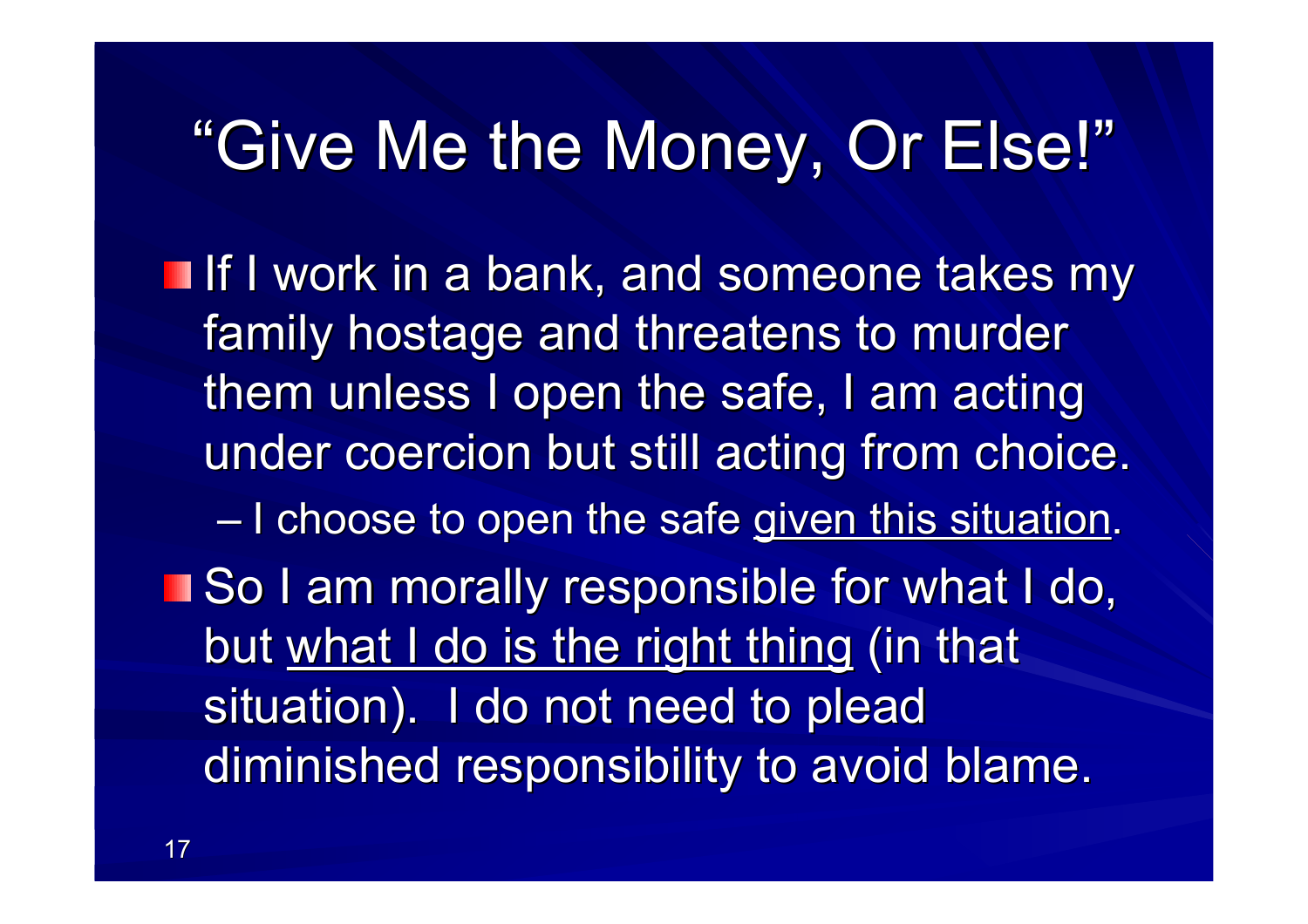# "Give Me the Money, Or Else!"

- If I work in a bank, and someone takes my family hostage and threatens to murder them unless I open the safe, I am acting under coercion but still acting from choice.
  - I choose to open the safe <u>given this situation</u>.
- So I am morally responsible for what I do, but <u>what I do is the right thing</u> (in that situation). I do not need to plead diminished responsibility to avoid blame.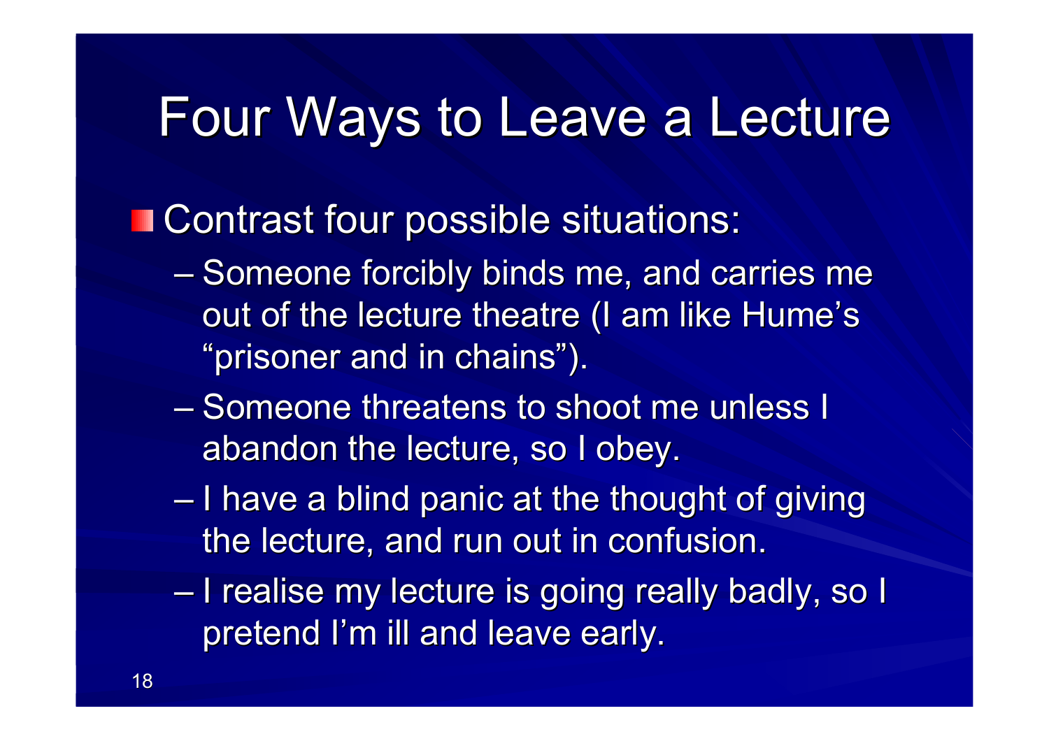# Four Ways to Leave a Lecture

- Contrast four possible situations:
  - Someone forcibly binds me, and carries me out of the lecture theatre (I am like Hume's "prisoner and in chains").
  - Someone threatens to shoot me unless I abandon the lecture, so I obey.
  - I have a blind panic at the thought of giving the lecture, and run out in confusion.
  - I realise my lecture is going really badly, so I pretend I'm ill and leave early.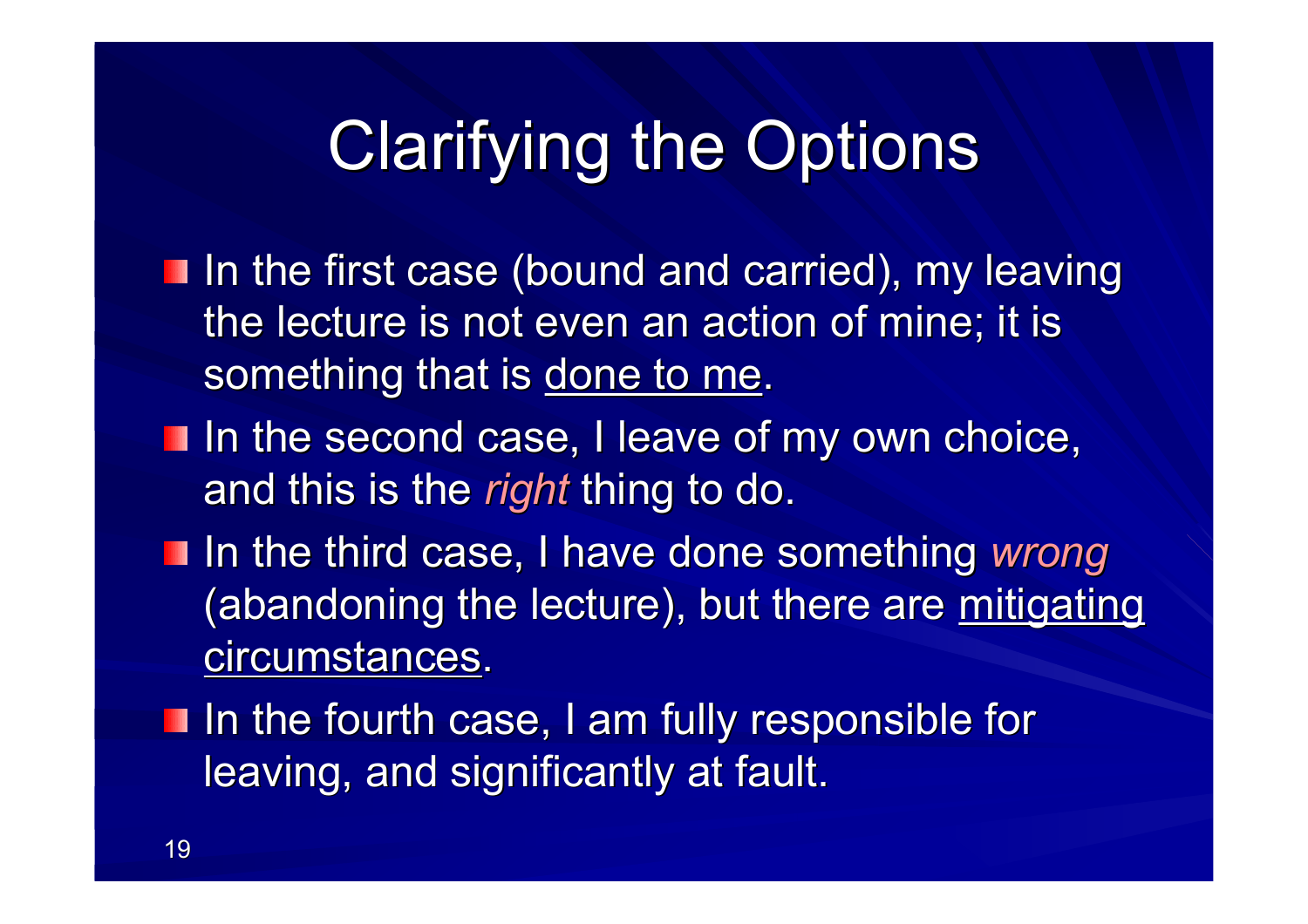# Clarifying the Options

- In the first case (bound and carried), my leaving the lecture is not even an action of mine; it is something that is <u>done to me</u>.
- In the second case, I leave of my own choice, and this is the *right* thing to do.
- In the third case, I have done something *wrong* (abandoning the lecture), but there are <u>mitigating circumstances</u>.
- In the fourth case, I am fully responsible for leaving, and significantly at fault.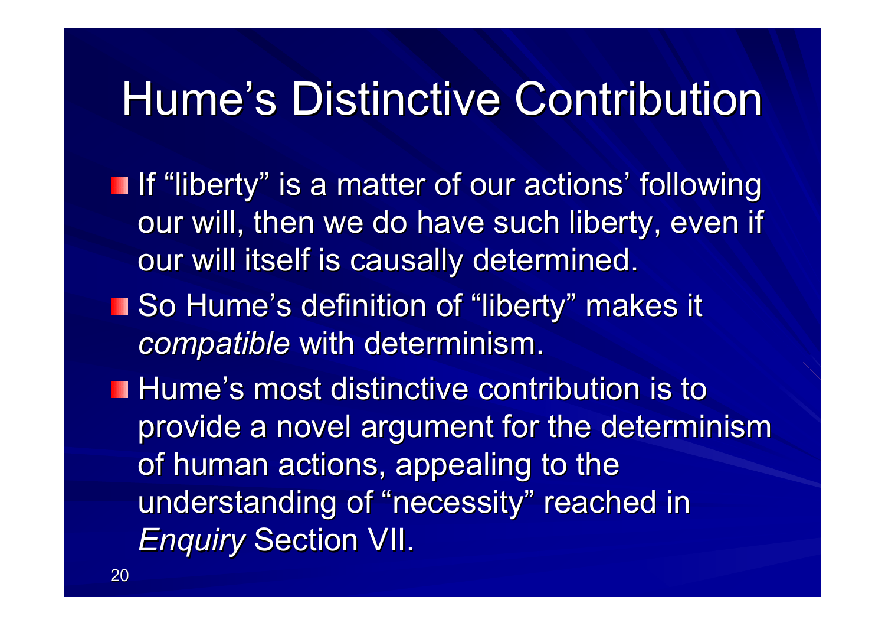# Hume's Distinctive Contribution

- If "liberty" is a matter of our actions' following our will, then we do have such liberty, even if our will itself is causally determined.
- So Hume's definition of "liberty" makes it *compatible* with determinism.
- Hume's most distinctive contribution is to provide a novel argument for the determinism of human actions, appealing to the understanding of "necessity" reached in *Enquiry* Section VII.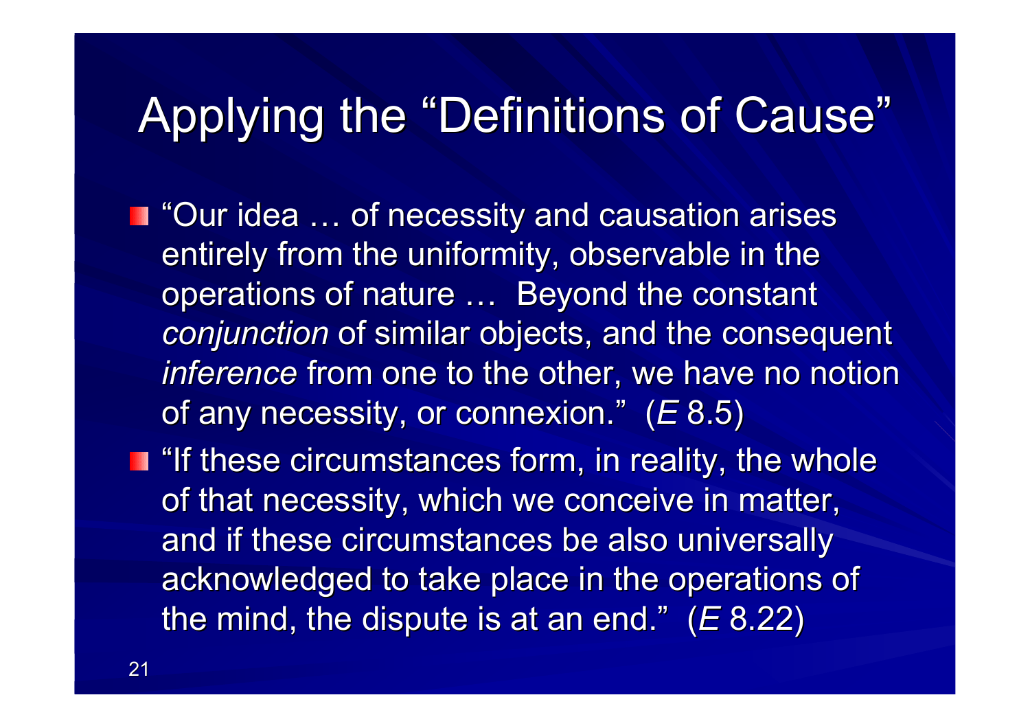# Applying the "Definitions of Cause"

- "Our idea … of necessity and causation arises entirely from the uniformity, observable in the operations of nature … Beyond the constant *conjunction* of similar objects, and the consequent *inference* from one to the other, we have no notion of any necessity, or connexion." (*E* 8.5)
- "If these circumstances form, in reality, the whole of that necessity, which we conceive in matter, and if these circumstances be also universally acknowledged to take place in the operations of the mind, the dispute is at an end." (*E* 8.22)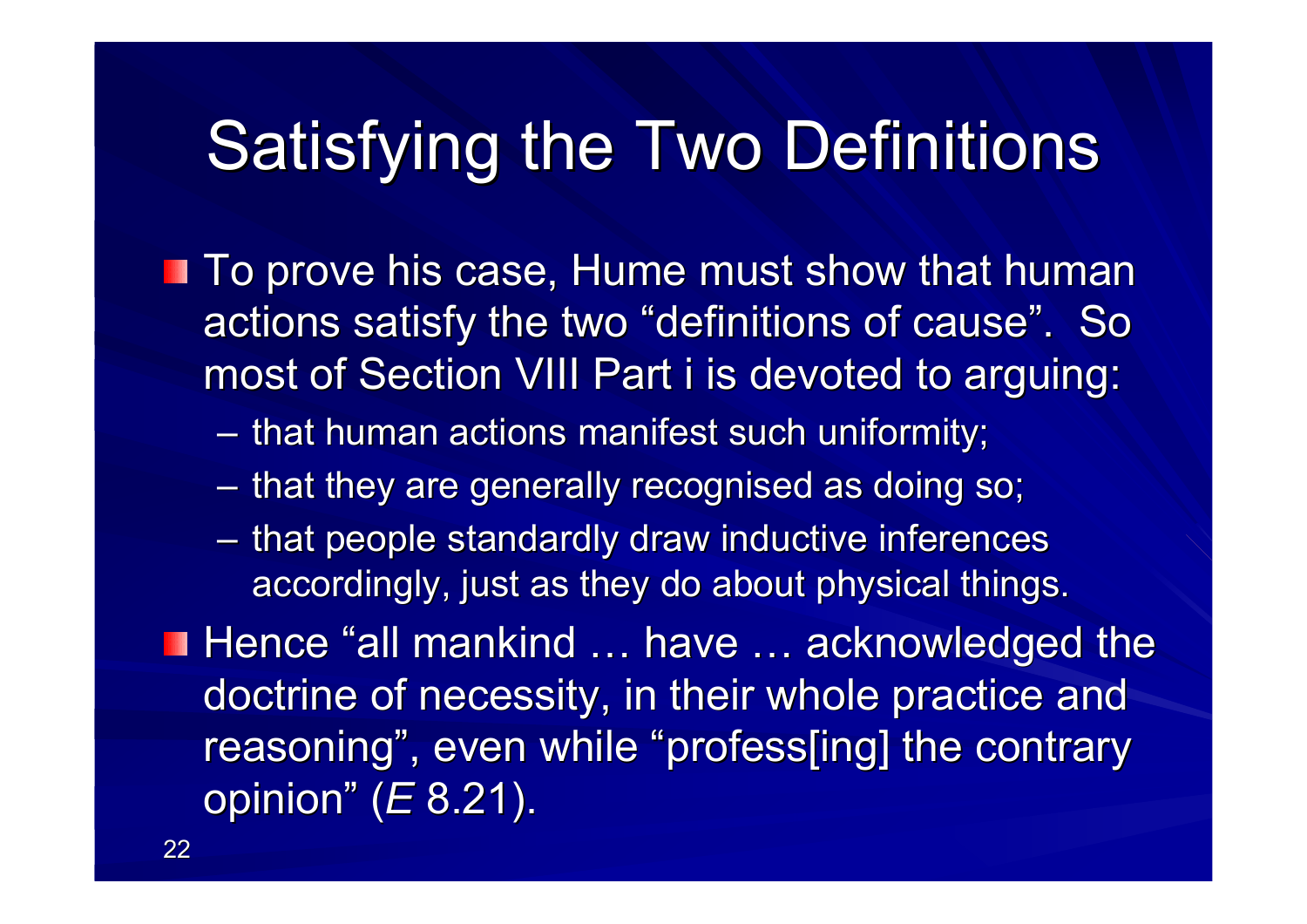# Satisfying the Two Definitions

- To prove his case, Hume must show that human actions satisfy the two "definitions of cause". So most of Section VIII Part i is devoted to arguing:
  - that human actions manifest such uniformity;
  - that they are generally recognised as doing so;
  - that people standardly draw inductive inferences accordingly, just as they do about physical things.
- Hence "all mankind … have … acknowledged the doctrine of necessity, in their whole practice and reasoning", even while "profess[ing] the contrary opinion" (*E* 8.21).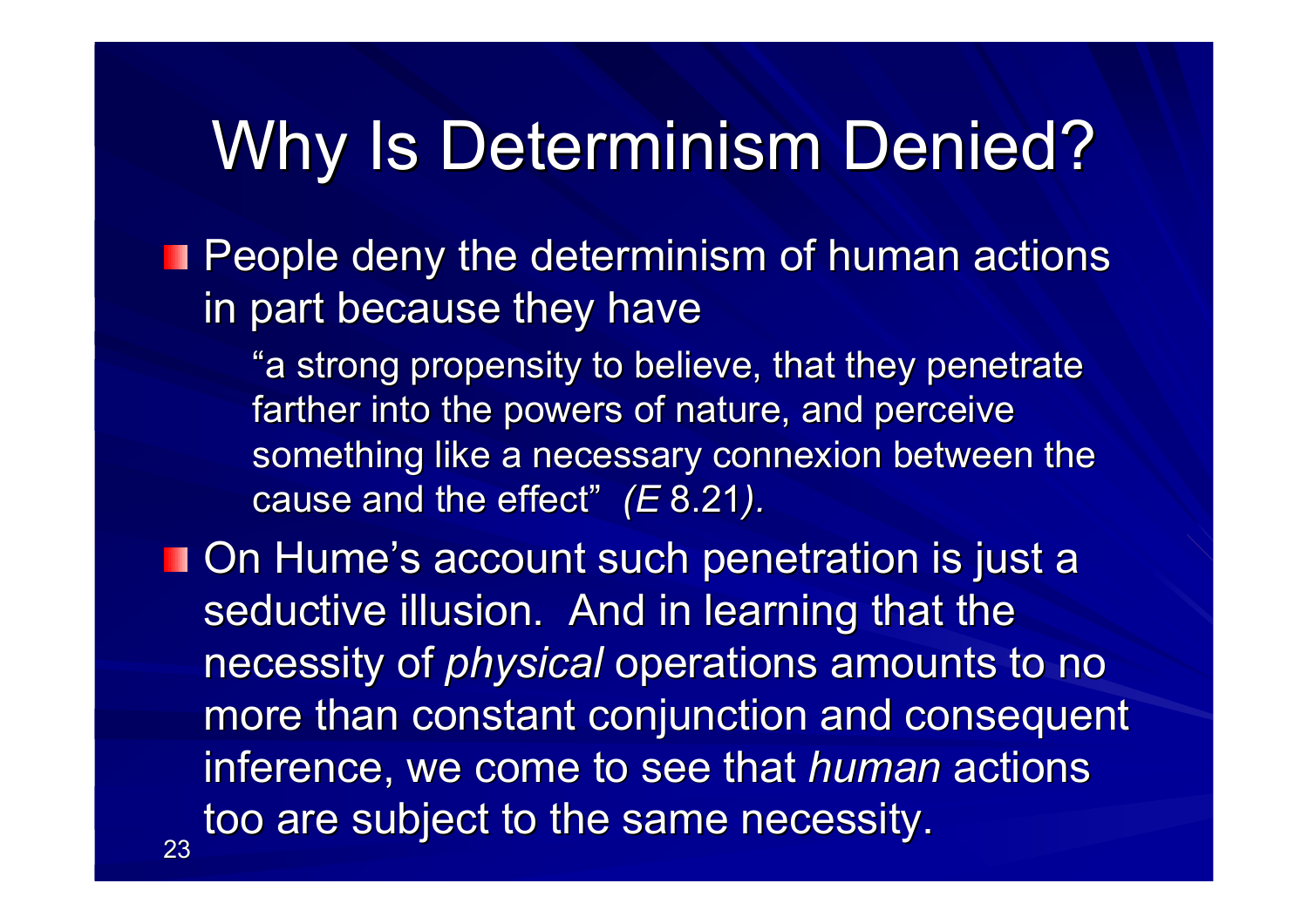# Why Is Determinism Denied?

- People deny the determinism of human actions in part because they have

  > "a strong propensity to believe, that they penetrate farther into the powers of nature, and perceive something like a necessary connexion between the cause and the effect" *(E* 8.21*).*

- On Hume's account such penetration is just a seductive illusion. And in learning that the necessity of *physical* operations amounts to no more than constant conjunction and consequent inference, we come to see that *human* actions too are subject to the same necessity.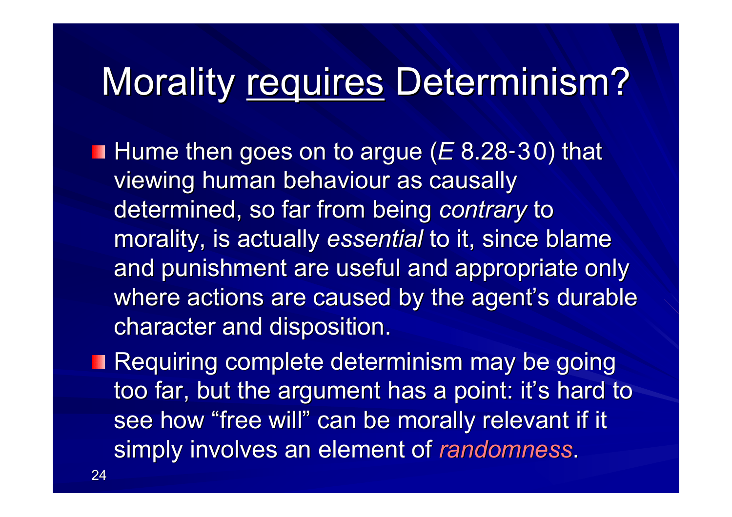# Morality <u>requires</u> Determinism?

- Hume then goes on to argue (*E* 8.28-30) that viewing human behaviour as causally determined, so far from being *contrary* to morality, is actually *essential* to it, since blame and punishment are useful and appropriate only where actions are caused by the agent's durable character and disposition.
- Requiring complete determinism may be going too far, but the argument has a point: it's hard to see how "free will" can be morally relevant if it simply involves an element of *randomness*.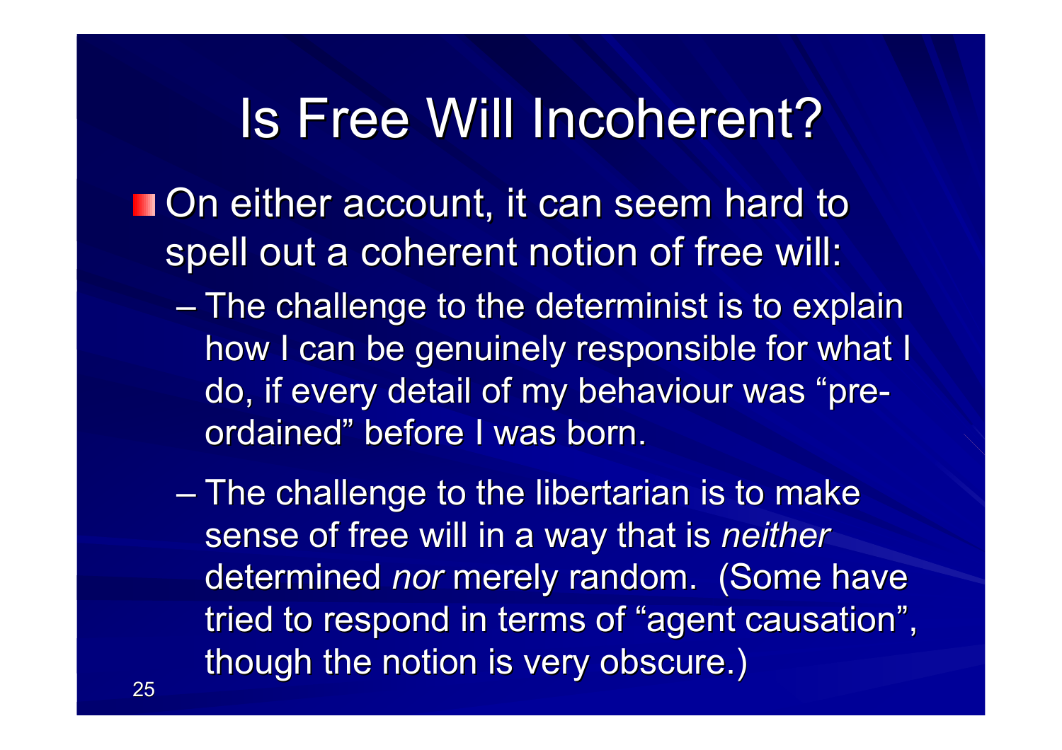# Is Free Will Incoherent?

- On either account, it can seem hard to spell out a coherent notion of free will:
  - The challenge to the determinist is to explain how I can be genuinely responsible for what I do, if every detail of my behaviour was "pre-ordained" before I was born.
  - The challenge to the libertarian is to make sense of free will in a way that is *neither* determined *nor* merely random. (Some have tried to respond in terms of "agent causation", though the notion is very obscure.)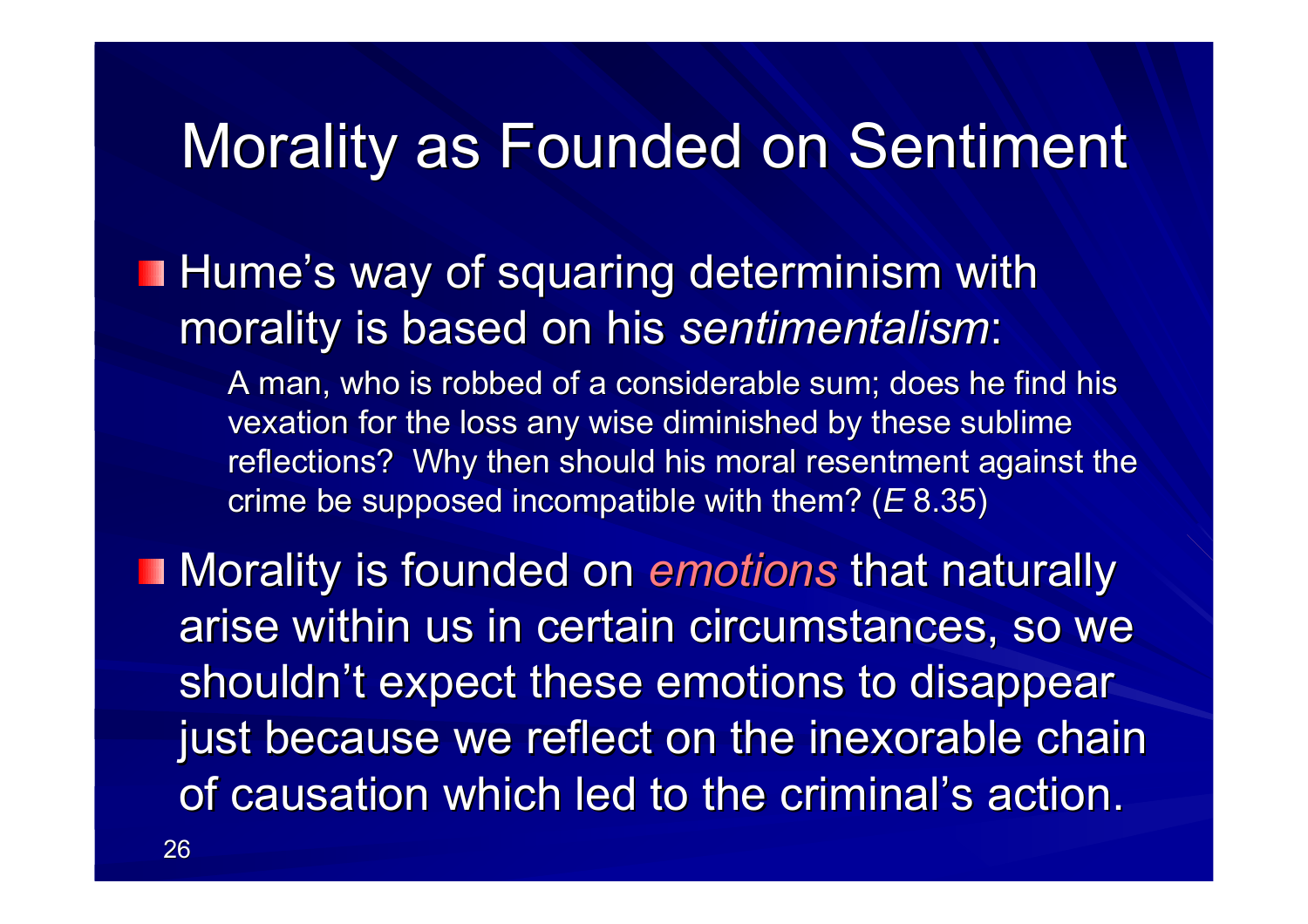# Morality as Founded on Sentiment

- Hume's way of squaring determinism with morality is based on his *sentimentalism*:

  > A man, who is robbed of a considerable sum; does he find his vexation for the loss any wise diminished by these sublime reflections? Why then should his moral resentment against the crime be supposed incompatible with them? (*E* 8.35)

- Morality is founded on *emotions* that naturally arise within us in certain circumstances, so we shouldn't expect these emotions to disappear just because we reflect on the inexorable chain of causation which led to the criminal's action.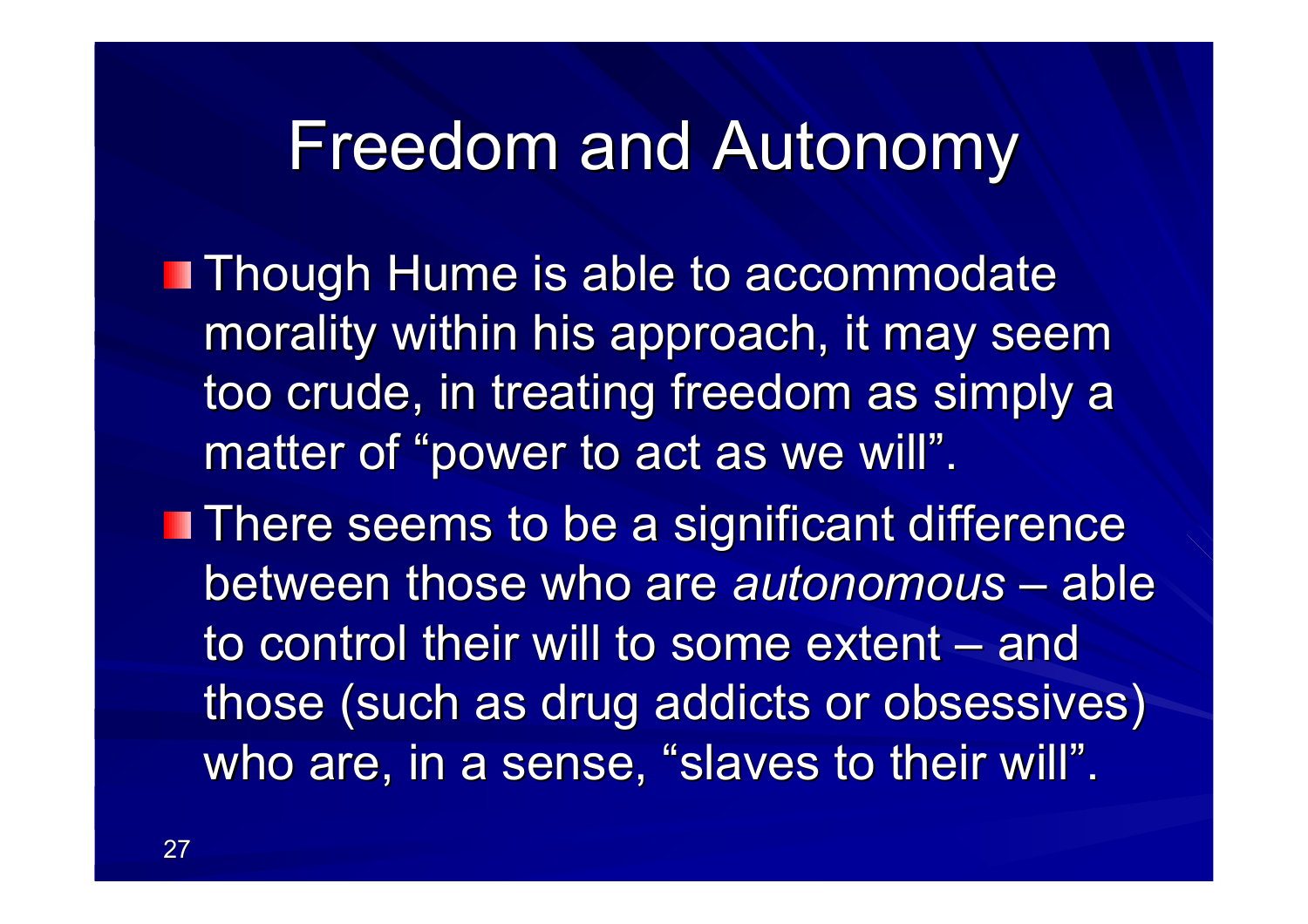# Freedom and Autonomy

- Though Hume is able to accommodate morality within his approach, it may seem too crude, in treating freedom as simply a matter of "power to act as we will".
- There seems to be a significant difference between those who are *autonomous* – able to control their will to some extent – and those (such as drug addicts or obsessives) who are, in a sense, "slaves to their will".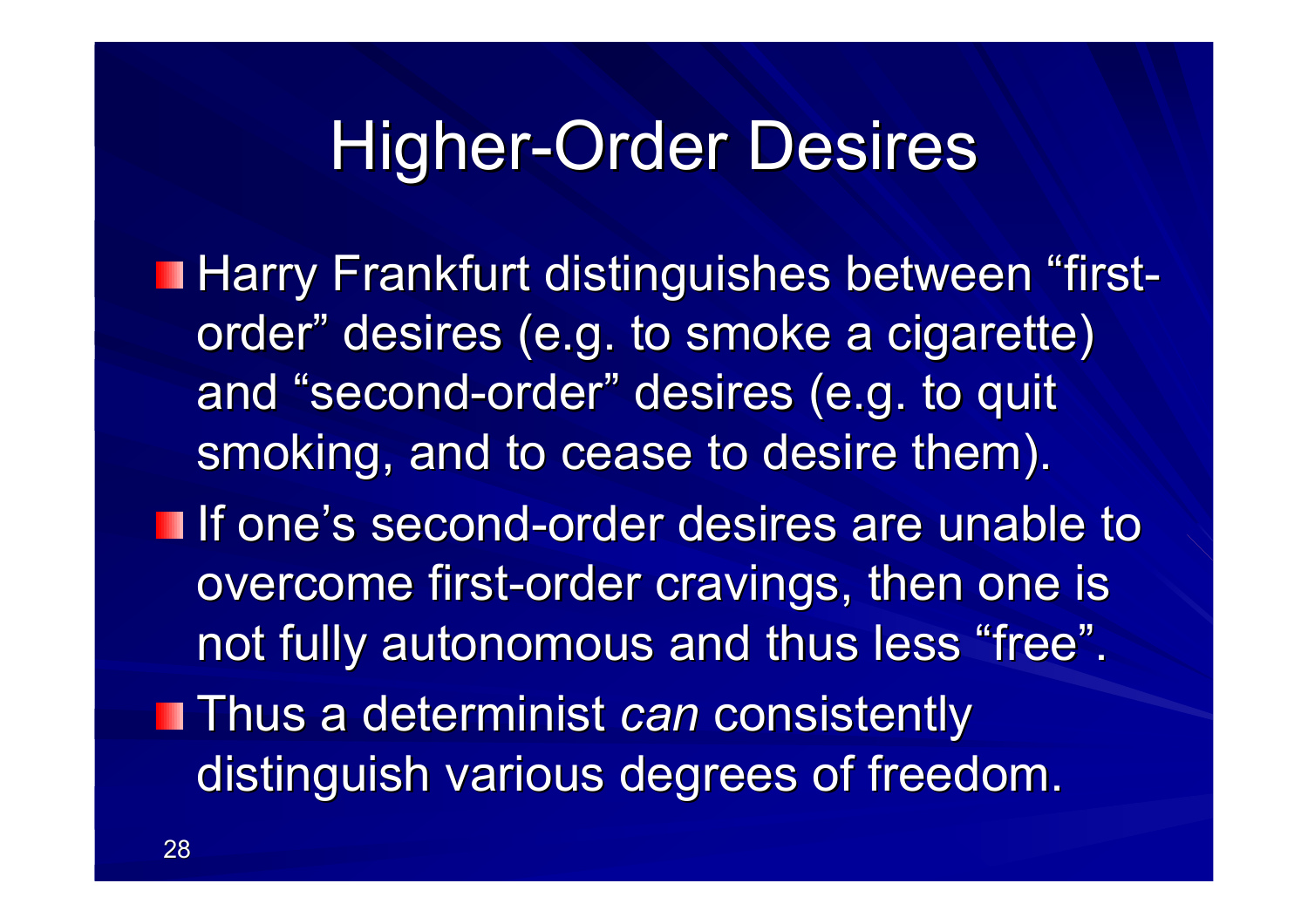# Higher-Order Desires

- Harry Frankfurt distinguishes between “first-order” desires (e.g. to smoke a cigarette) and “second-order” desires (e.g. to quit smoking, and to cease to desire them).
- If one’s second-order desires are unable to overcome first-order cravings, then one is not fully autonomous and thus less “free”.
- Thus a determinist *can* consistently distinguish various degrees of freedom.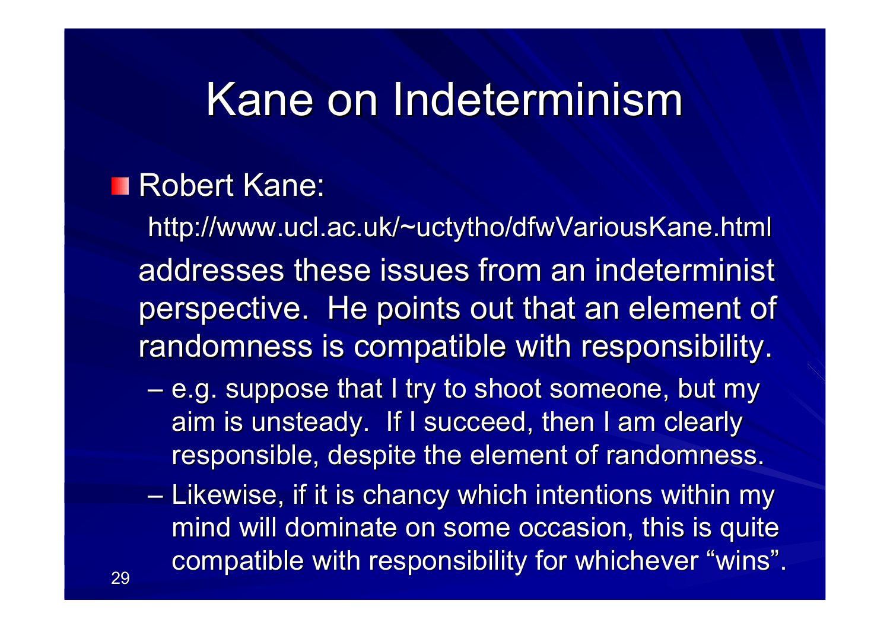# Kane on Indeterminism

- Robert Kane:

  http://www.ucl.ac.uk/~uctytho/dfwVariousKane.html

  addresses these issues from an indeterminist perspective. He points out that an element of randomness is compatible with responsibility.

  – e.g. suppose that I try to shoot someone, but my aim is unsteady. If I succeed, then I am clearly responsible, despite the element of randomness.

  – Likewise, if it is chancy which intentions within my mind will dominate on some occasion, this is quite compatible with responsibility for whichever "wins".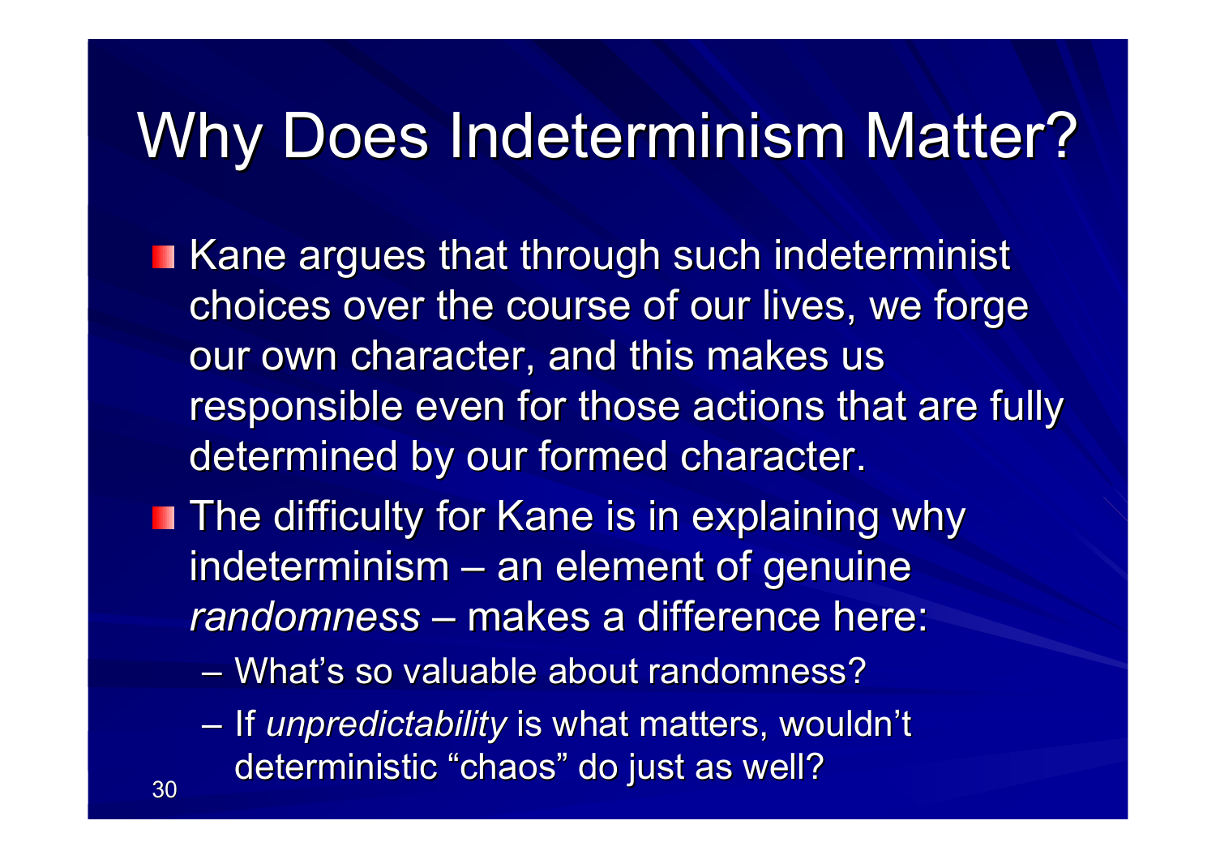# Why Does Indeterminism Matter?

- Kane argues that through such indeterminist choices over the course of our lives, we forge our own character, and this makes us responsible even for those actions that are fully determined by our formed character.
- The difficulty for Kane is in explaining why indeterminism – an element of genuine *randomness* – makes a difference here:
  - What's so valuable about randomness?
  - If *unpredictability* is what matters, wouldn't deterministic "chaos" do just as well?